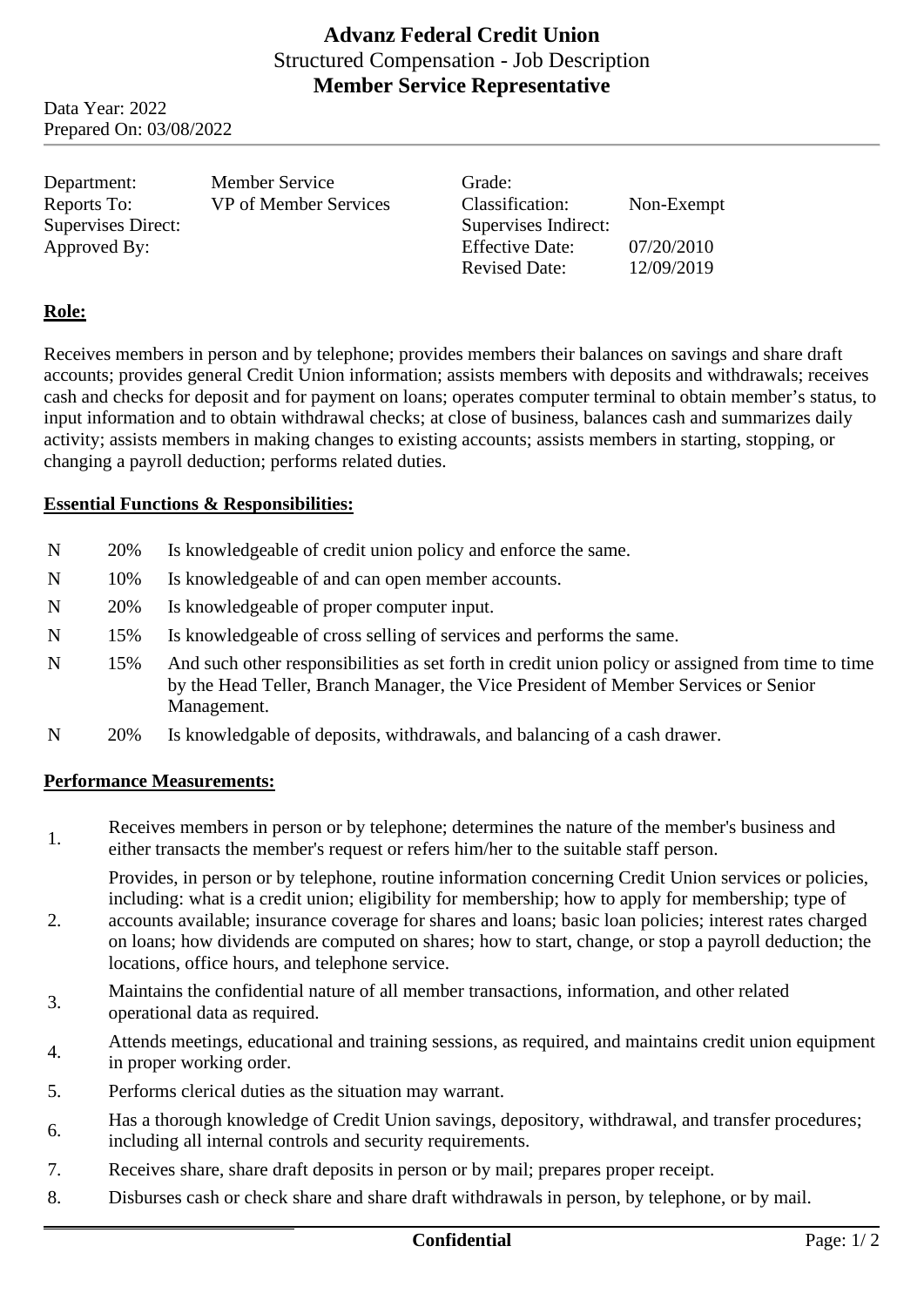# Advanz Federal Credit Union

Structured Compensation - Job Description

**Member Service Representative**

Data Year: 2022
Prepared On: 03/08/2022

| | | | |
|---|---|---|---|
| Department: | Member Service | Grade: | |
| Reports To: | VP of Member Services | Classification: | Non-Exempt |
| Supervises Direct: | | Supervises Indirect: | |
| Approved By: | | Effective Date: | 07/20/2010 |
| | | Revised Date: | 12/09/2019 |

## Role:

Receives members in person and by telephone; provides members their balances on savings and share draft accounts; provides general Credit Union information; assists members with deposits and withdrawals; receives cash and checks for deposit and for payment on loans; operates computer terminal to obtain member's status, to input information and to obtain withdrawal checks; at close of business, balances cash and summarizes daily activity; assists members in making changes to existing accounts; assists members in starting, stopping, or changing a payroll deduction; performs related duties.

## Essential Functions & Responsibilities:

| | | |
|---|---|---|
| N | 20% | Is knowledgeable of credit union policy and enforce the same. |
| N | 10% | Is knowledgeable of and can open member accounts. |
| N | 20% | Is knowledgeable of proper computer input. |
| N | 15% | Is knowledgeable of cross selling of services and performs the same. |
| N | 15% | And such other responsibilities as set forth in credit union policy or assigned from time to time by the Head Teller, Branch Manager, the Vice President of Member Services or Senior Management. |
| N | 20% | Is knowledgable of deposits, withdrawals, and balancing of a cash drawer. |

## Performance Measurements:

1. Receives members in person or by telephone; determines the nature of the member's business and either transacts the member's request or refers him/her to the suitable staff person.
2. Provides, in person or by telephone, routine information concerning Credit Union services or policies, including: what is a credit union; eligibility for membership; how to apply for membership; type of accounts available; insurance coverage for shares and loans; basic loan policies; interest rates charged on loans; how dividends are computed on shares; how to start, change, or stop a payroll deduction; the locations, office hours, and telephone service.
3. Maintains the confidential nature of all member transactions, information, and other related operational data as required.
4. Attends meetings, educational and training sessions, as required, and maintains credit union equipment in proper working order.
5. Performs clerical duties as the situation may warrant.
6. Has a thorough knowledge of Credit Union savings, depository, withdrawal, and transfer procedures; including all internal controls and security requirements.
7. Receives share, share draft deposits in person or by mail; prepares proper receipt.
8. Disburses cash or check share and share draft withdrawals in person, by telephone, or by mail.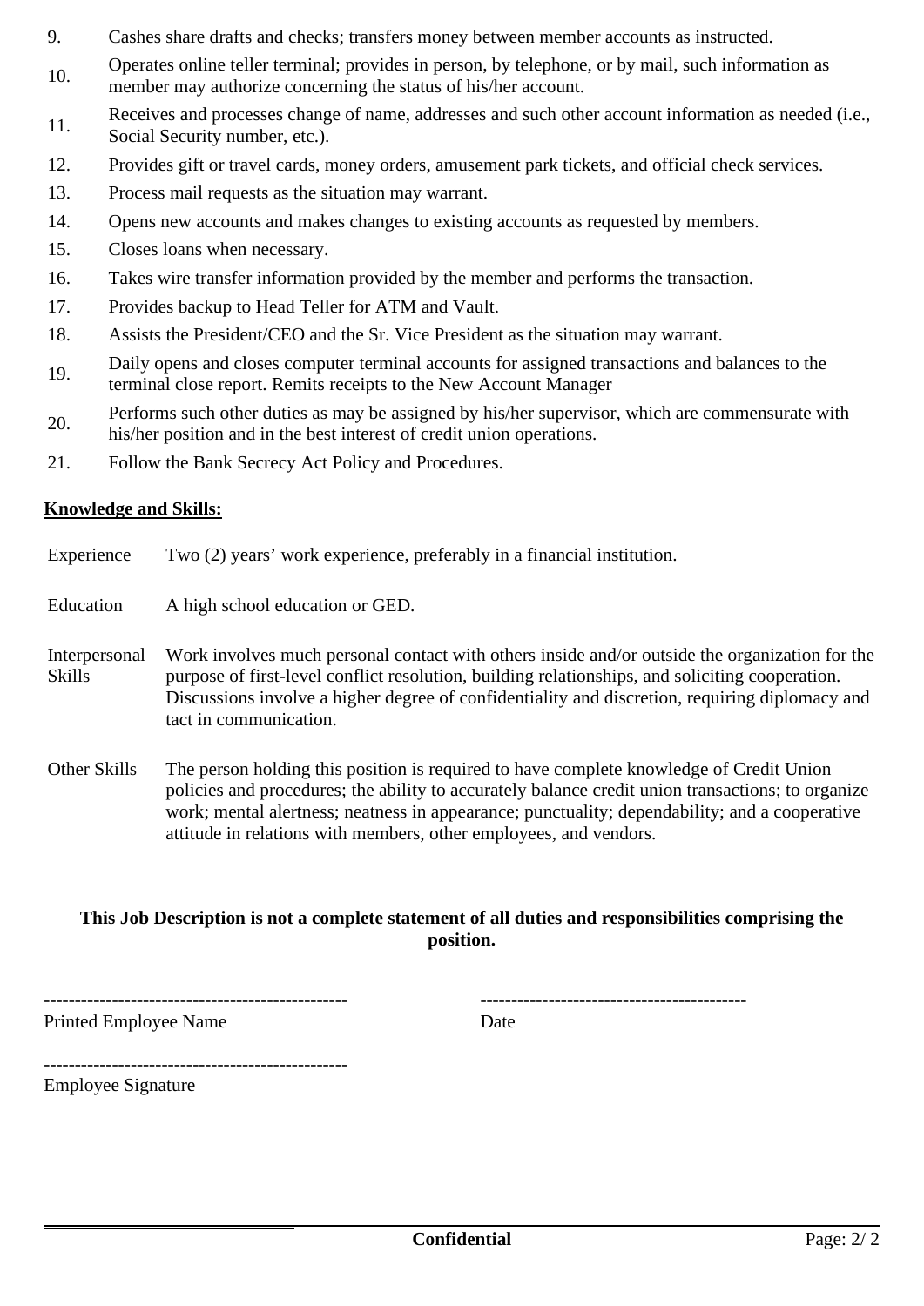9. Cashes share drafts and checks; transfers money between member accounts as instructed.
10. Operates online teller terminal; provides in person, by telephone, or by mail, such information as member may authorize concerning the status of his/her account.
11. Receives and processes change of name, addresses and such other account information as needed (i.e., Social Security number, etc.).
12. Provides gift or travel cards, money orders, amusement park tickets, and official check services.
13. Process mail requests as the situation may warrant.
14. Opens new accounts and makes changes to existing accounts as requested by members.
15. Closes loans when necessary.
16. Takes wire transfer information provided by the member and performs the transaction.
17. Provides backup to Head Teller for ATM and Vault.
18. Assists the President/CEO and the Sr. Vice President as the situation may warrant.
19. Daily opens and closes computer terminal accounts for assigned transactions and balances to the terminal close report. Remits receipts to the New Account Manager
20. Performs such other duties as may be assigned by his/her supervisor, which are commensurate with his/her position and in the best interest of credit union operations.
21. Follow the Bank Secrecy Act Policy and Procedures.

**Knowledge and Skills:**

| | |
|---|---|
| Experience | Two (2) years' work experience, preferably in a financial institution. |
| Education | A high school education or GED. |
| Interpersonal Skills | Work involves much personal contact with others inside and/or outside the organization for the purpose of first-level conflict resolution, building relationships, and soliciting cooperation. Discussions involve a higher degree of confidentiality and discretion, requiring diplomacy and tact in communication. |
| Other Skills | The person holding this position is required to have complete knowledge of Credit Union policies and procedures; the ability to accurately balance credit union transactions; to organize work; mental alertness; neatness in appearance; punctuality; dependability; and a cooperative attitude in relations with members, other employees, and vendors. |

**This Job Description is not a complete statement of all duties and responsibilities comprising the position.**

------------------------------------------------ Printed Employee Name

------------------------------------------ Date

------------------------------------------------ Employee Signature

**Confidential**